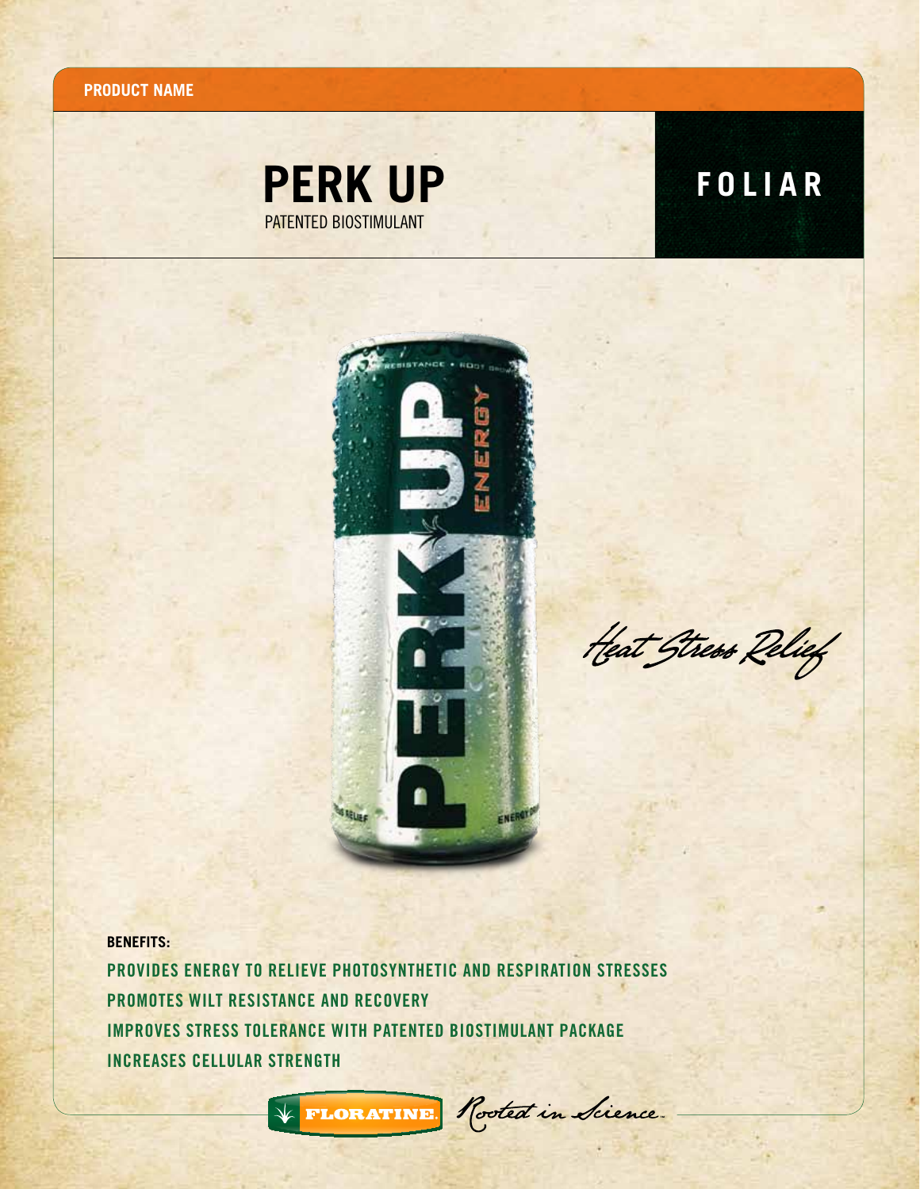**PRODUCT NAME**

# PERK UP

PATENTED BIOSTIMULANT

## FOLIAR

*Heat Stress Relief*

**BENEFITS:**

PROVIDES ENERGY TO RELIEVE PHOTOSYNTHETIC AND RESPIRATION STRESSES

PROMOTES WILT RESISTANCE AND RECOVERY

IMPROVES STRESS TOLERANCE WITH PATENTED BIOSTIMULANT PACKAGE

INCREASES CELLULAR STRENGTH

FLORATINE *Rooted in Science*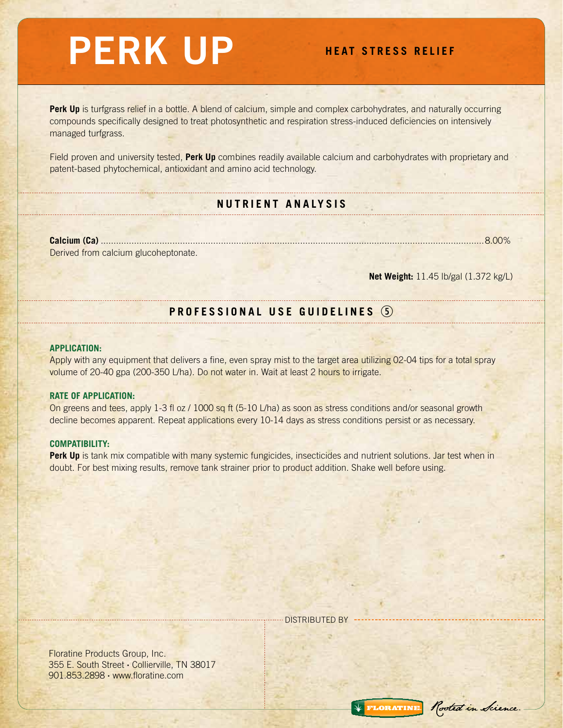# PERK UP

## HEAT STRESS RELIEF

**Perk Up** is turfgrass relief in a bottle. A blend of calcium, simple and complex carbohydrates, and naturally occurring compounds specifically designed to treat photosynthetic and respiration stress-induced deficiencies on intensively managed turfgrass.

Field proven and university tested, **Perk Up** combines readily available calcium and carbohydrates with proprietary and patent-based phytochemical, antioxidant and amino acid technology.

## NUTRIENT ANALYSIS

**Calcium (Ca)** .................................................................................... 8.00%
Derived from calcium glucoheptonate.

**Net Weight:** 11.45 lb/gal (1.372 kg/L)

## PROFESSIONAL USE GUIDELINES ⑤

### APPLICATION:

Apply with any equipment that delivers a fine, even spray mist to the target area utilizing 02-04 tips for a total spray volume of 20-40 gpa (200-350 L/ha). Do not water in. Wait at least 2 hours to irrigate.

### RATE OF APPLICATION:

On greens and tees, apply 1-3 fl oz / 1000 sq ft (5-10 L/ha) as soon as stress conditions and/or seasonal growth decline becomes apparent. Repeat applications every 10-14 days as stress conditions persist or as necessary.

### COMPATIBILITY:

**Perk Up** is tank mix compatible with many systemic fungicides, insecticides and nutrient solutions. Jar test when in doubt. For best mixing results, remove tank strainer prior to product addition. Shake well before using.

DISTRIBUTED BY

Floratine Products Group, Inc.
355 E. South Street • Collierville, TN 38017
901.853.2898 • www.floratine.com

FLORATINE *Rooted in Science.*